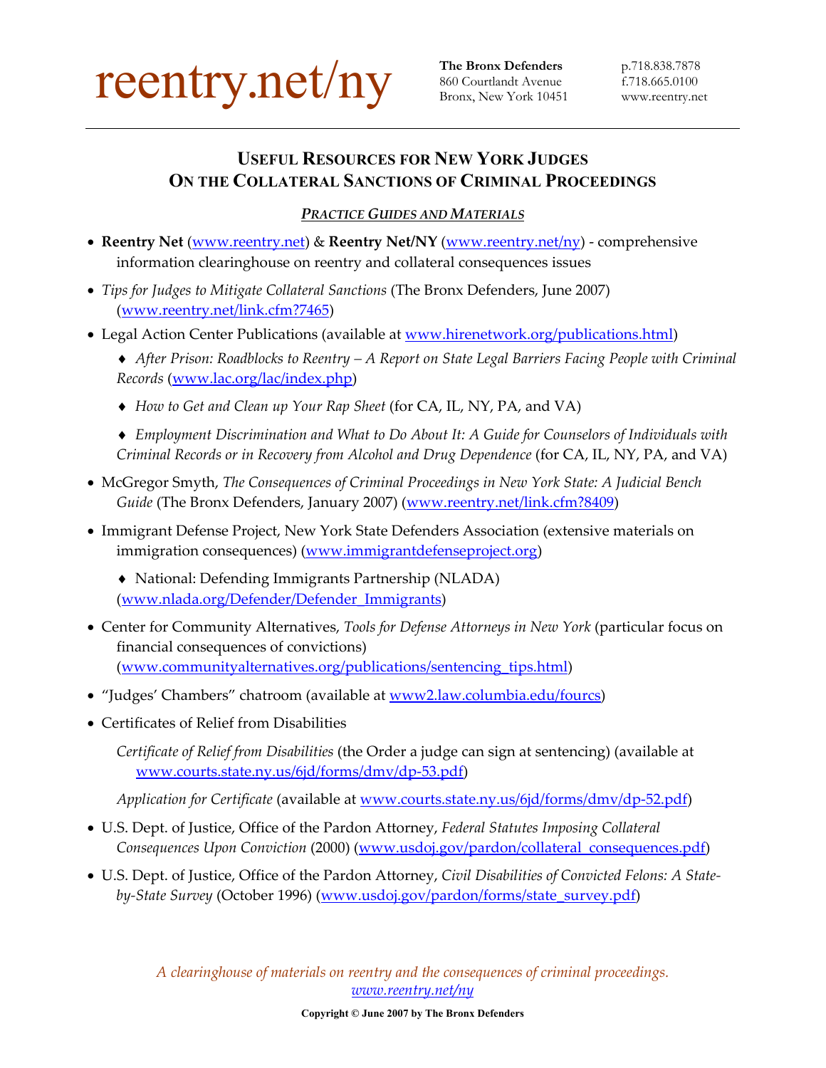reentry.net/ny

**The Bronx Defenders**
860 Courtlandt Avenue
Bronx, New York 10451

p.718.838.7878
f.718.665.0100
www.reentry.net

## USEFUL RESOURCES FOR NEW YORK JUDGES ON THE COLLATERAL SANCTIONS OF CRIMINAL PROCEEDINGS

### *PRACTICE GUIDES AND MATERIALS*

- **Reentry Net** (www.reentry.net) & **Reentry Net/NY** (www.reentry.net/ny) - comprehensive information clearinghouse on reentry and collateral consequences issues
- *Tips for Judges to Mitigate Collateral Sanctions* (The Bronx Defenders, June 2007) (www.reentry.net/link.cfm?7465)
- Legal Action Center Publications (available at www.hirenetwork.org/publications.html)
  - ♦ *After Prison: Roadblocks to Reentry – A Report on State Legal Barriers Facing People with Criminal Records* (www.lac.org/lac/index.php)
  - ♦ *How to Get and Clean up Your Rap Sheet* (for CA, IL, NY, PA, and VA)
  - ♦ *Employment Discrimination and What to Do About It: A Guide for Counselors of Individuals with Criminal Records or in Recovery from Alcohol and Drug Dependence* (for CA, IL, NY, PA, and VA)
- McGregor Smyth, *The Consequences of Criminal Proceedings in New York State: A Judicial Bench Guide* (The Bronx Defenders, January 2007) (www.reentry.net/link.cfm?8409)
- Immigrant Defense Project, New York State Defenders Association (extensive materials on immigration consequences) (www.immigrantdefenseproject.org)
  - ♦ National: Defending Immigrants Partnership (NLADA) (www.nlada.org/Defender/Defender_Immigrants)
- Center for Community Alternatives, *Tools for Defense Attorneys in New York* (particular focus on financial consequences of convictions) (www.communityalternatives.org/publications/sentencing_tips.html)
- "Judges' Chambers" chatroom (available at www2.law.columbia.edu/fourcs)
- Certificates of Relief from Disabilities

  *Certificate of Relief from Disabilities* (the Order a judge can sign at sentencing) (available at www.courts.state.ny.us/6jd/forms/dmv/dp-53.pdf)

  *Application for Certificate* (available at www.courts.state.ny.us/6jd/forms/dmv/dp-52.pdf)
- U.S. Dept. of Justice, Office of the Pardon Attorney, *Federal Statutes Imposing Collateral Consequences Upon Conviction* (2000) (www.usdoj.gov/pardon/collateral_consequences.pdf)
- U.S. Dept. of Justice, Office of the Pardon Attorney, *Civil Disabilities of Convicted Felons: A State-by-State Survey* (October 1996) (www.usdoj.gov/pardon/forms/state_survey.pdf)

*A clearinghouse of materials on reentry and the consequences of criminal proceedings.*
*www.reentry.net/ny*

**Copyright © June 2007 by The Bronx Defenders**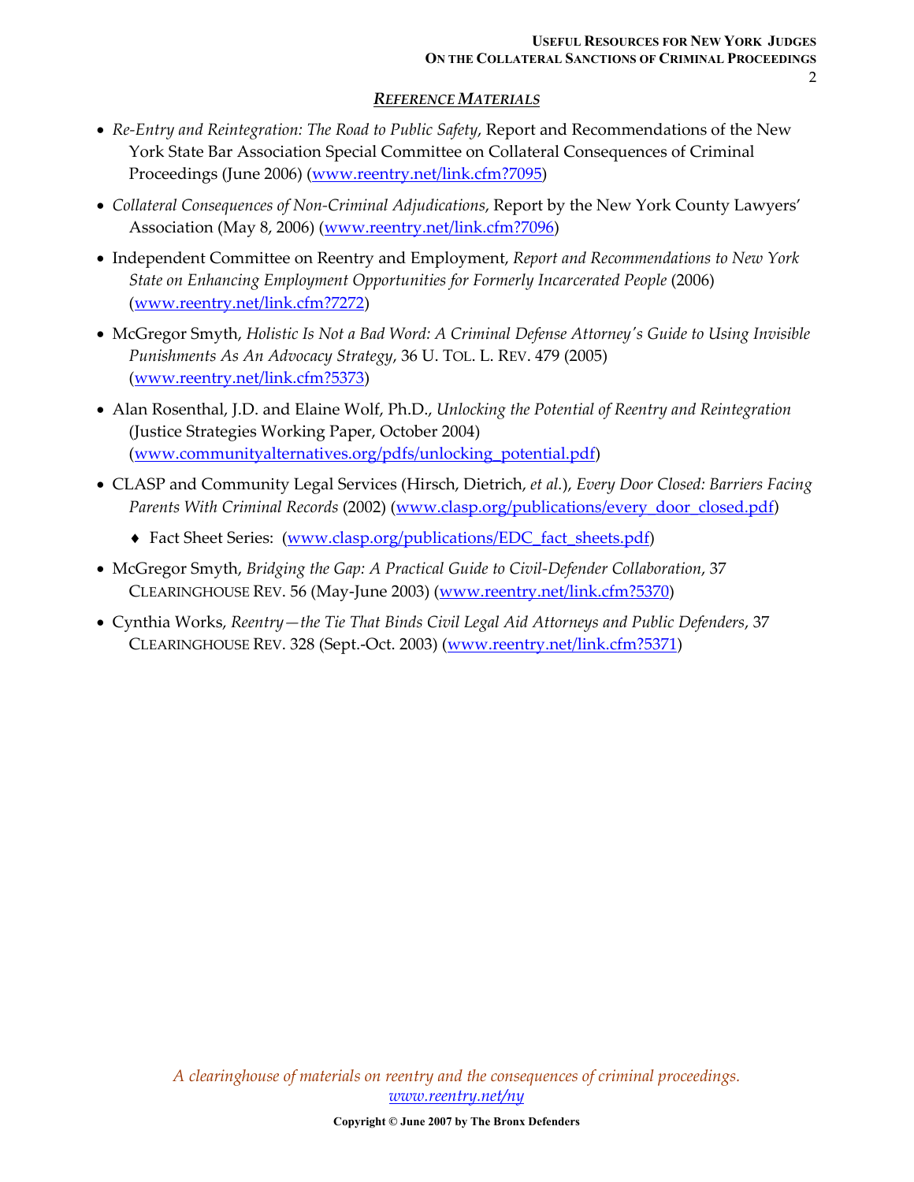## *Reference Materials*

- *Re-Entry and Reintegration: The Road to Public Safety*, Report and Recommendations of the New York State Bar Association Special Committee on Collateral Consequences of Criminal Proceedings (June 2006) (www.reentry.net/link.cfm?7095)
- *Collateral Consequences of Non-Criminal Adjudications*, Report by the New York County Lawyers' Association (May 8, 2006) (www.reentry.net/link.cfm?7096)
- Independent Committee on Reentry and Employment, *Report and Recommendations to New York State on Enhancing Employment Opportunities for Formerly Incarcerated People* (2006) (www.reentry.net/link.cfm?7272)
- McGregor Smyth, *Holistic Is Not a Bad Word: A Criminal Defense Attorney's Guide to Using Invisible Punishments As An Advocacy Strategy*, 36 U. Tol. L. Rev. 479 (2005) (www.reentry.net/link.cfm?5373)
- Alan Rosenthal, J.D. and Elaine Wolf, Ph.D., *Unlocking the Potential of Reentry and Reintegration* (Justice Strategies Working Paper, October 2004) (www.communityalternatives.org/pdfs/unlocking_potential.pdf)
- CLASP and Community Legal Services (Hirsch, Dietrich, *et al.*), *Every Door Closed: Barriers Facing Parents With Criminal Records* (2002) (www.clasp.org/publications/every_door_closed.pdf)
  - Fact Sheet Series: (www.clasp.org/publications/EDC_fact_sheets.pdf)
- McGregor Smyth, *Bridging the Gap: A Practical Guide to Civil-Defender Collaboration*, 37 Clearinghouse Rev. 56 (May-June 2003) (www.reentry.net/link.cfm?5370)
- Cynthia Works, *Reentry—the Tie That Binds Civil Legal Aid Attorneys and Public Defenders*, 37 Clearinghouse Rev. 328 (Sept.-Oct. 2003) (www.reentry.net/link.cfm?5371)

*A clearinghouse of materials on reentry and the consequences of criminal proceedings.*
www.reentry.net/ny

**Copyright © June 2007 by The Bronx Defenders**